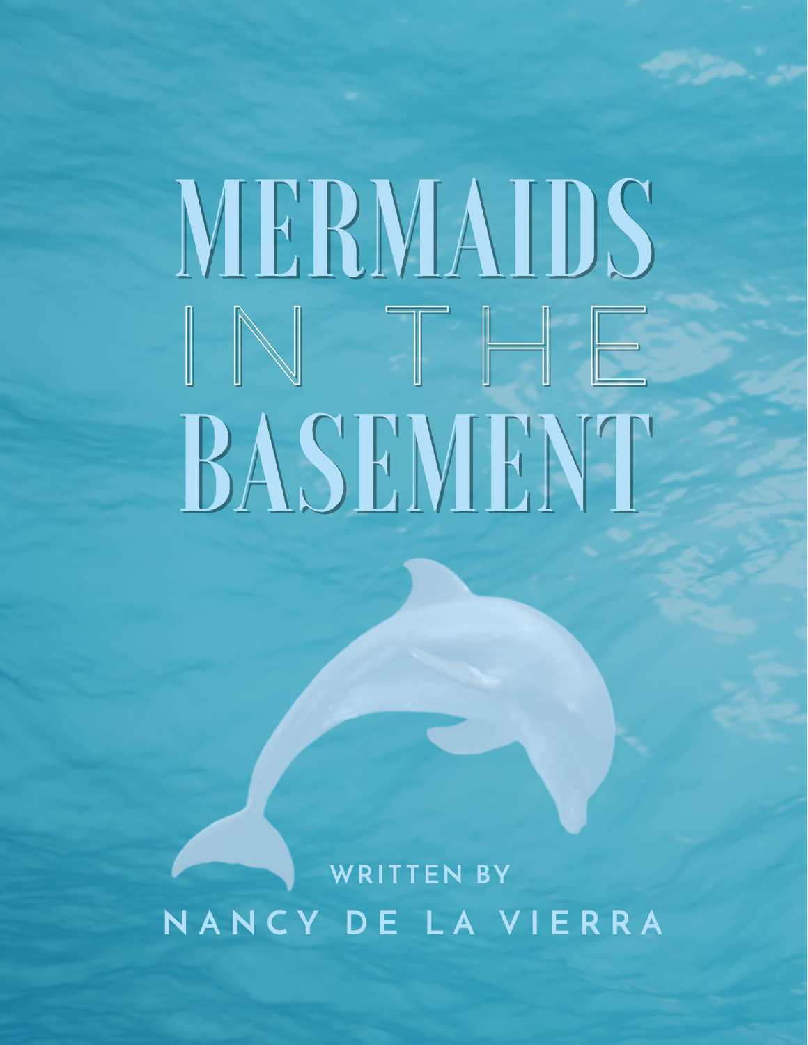# MERMAIDS IN THE BASEMENT

WRITTEN BY

NANCY DE LA VIERRA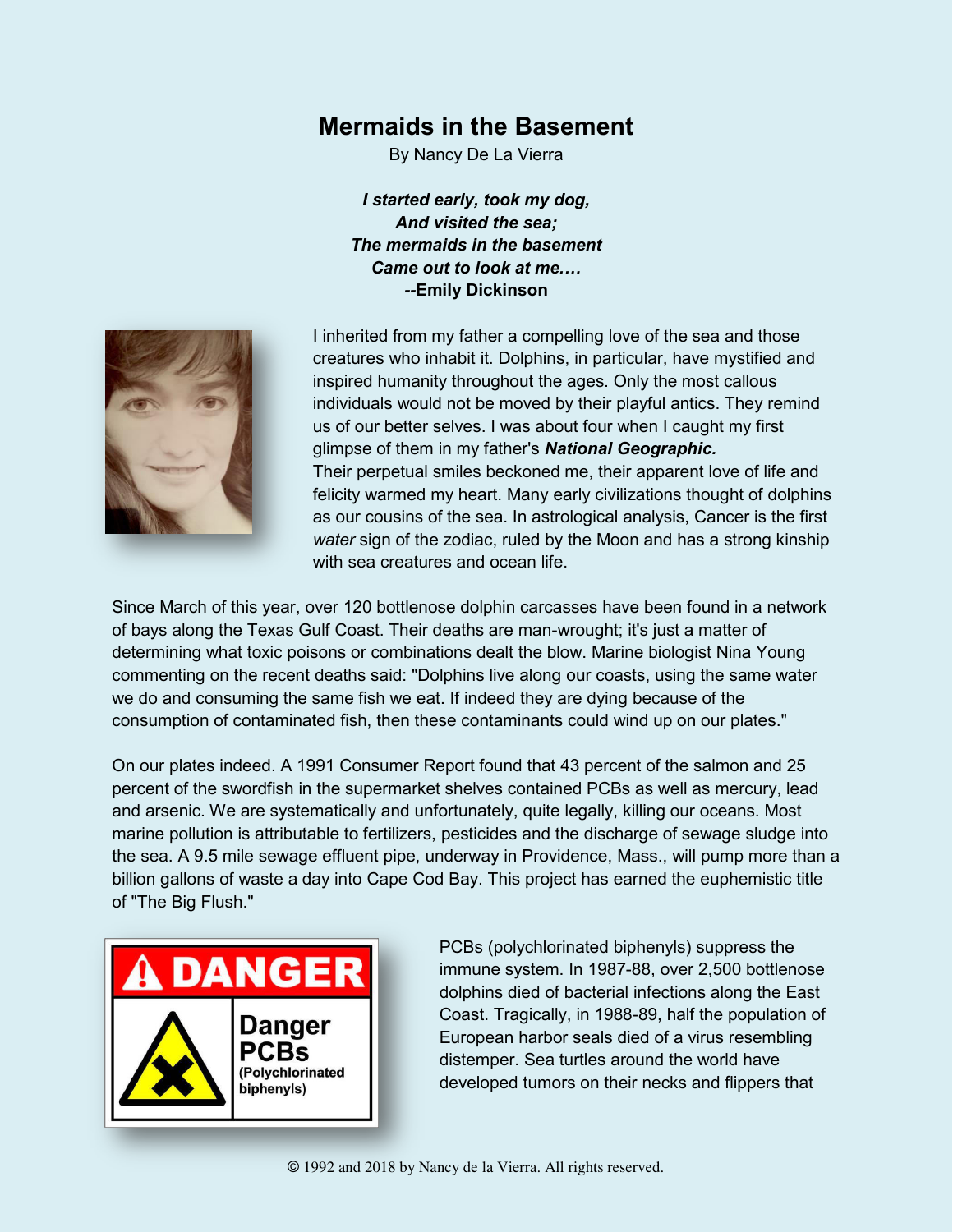# Mermaids in the Basement

By Nancy De La Vierra

***I started early, took my dog,***
***And visited the sea;***
***The mermaids in the basement***
***Came out to look at me….***
**--Emily Dickinson**

I inherited from my father a compelling love of the sea and those creatures who inhabit it. Dolphins, in particular, have mystified and inspired humanity throughout the ages. Only the most callous individuals would not be moved by their playful antics. They remind us of our better selves. I was about four when I caught my first glimpse of them in my father's ***National Geographic.*** Their perpetual smiles beckoned me, their apparent love of life and felicity warmed my heart. Many early civilizations thought of dolphins as our cousins of the sea. In astrological analysis, Cancer is the first *water* sign of the zodiac, ruled by the Moon and has a strong kinship with sea creatures and ocean life.

Since March of this year, over 120 bottlenose dolphin carcasses have been found in a network of bays along the Texas Gulf Coast. Their deaths are man-wrought; it's just a matter of determining what toxic poisons or combinations dealt the blow. Marine biologist Nina Young commenting on the recent deaths said: "Dolphins live along our coasts, using the same water we do and consuming the same fish we eat. If indeed they are dying because of the consumption of contaminated fish, then these contaminants could wind up on our plates."

On our plates indeed. A 1991 Consumer Report found that 43 percent of the salmon and 25 percent of the swordfish in the supermarket shelves contained PCBs as well as mercury, lead and arsenic. We are systematically and unfortunately, quite legally, killing our oceans. Most marine pollution is attributable to fertilizers, pesticides and the discharge of sewage sludge into the sea. A 9.5 mile sewage effluent pipe, underway in Providence, Mass., will pump more than a billion gallons of waste a day into Cape Cod Bay. This project has earned the euphemistic title of "The Big Flush."

PCBs (polychlorinated biphenyls) suppress the immune system. In 1987-88, over 2,500 bottlenose dolphins died of bacterial infections along the East Coast. Tragically, in 1988-89, half the population of European harbor seals died of a virus resembling distemper. Sea turtles around the world have developed tumors on their necks and flippers that

© 1992 and 2018 by Nancy de la Vierra. All rights reserved.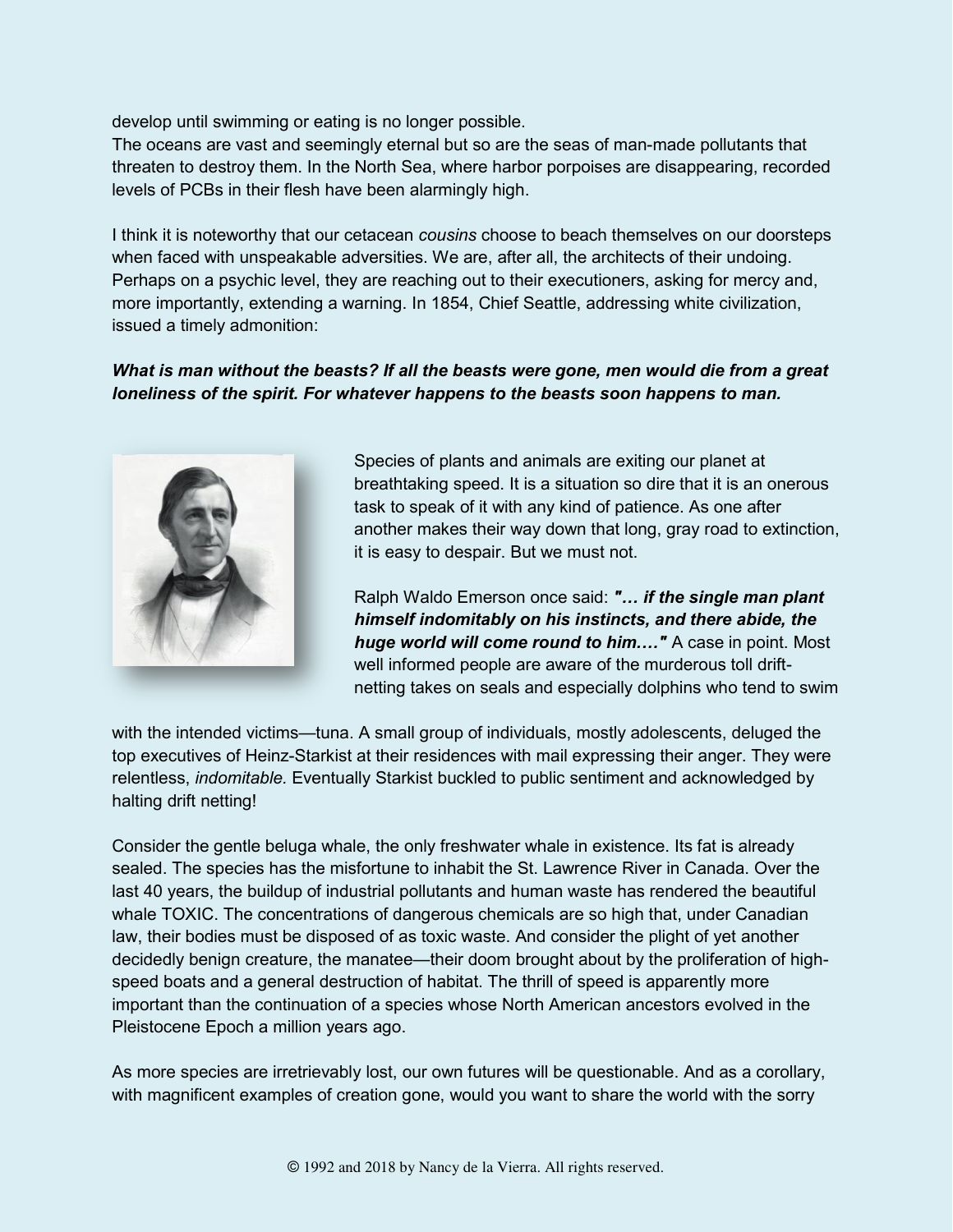develop until swimming or eating is no longer possible.
The oceans are vast and seemingly eternal but so are the seas of man-made pollutants that threaten to destroy them. In the North Sea, where harbor porpoises are disappearing, recorded levels of PCBs in their flesh have been alarmingly high.

I think it is noteworthy that our cetacean *cousins* choose to beach themselves on our doorsteps when faced with unspeakable adversities. We are, after all, the architects of their undoing. Perhaps on a psychic level, they are reaching out to their executioners, asking for mercy and, more importantly, extending a warning. In 1854, Chief Seattle, addressing white civilization, issued a timely admonition:

***What is man without the beasts? If all the beasts were gone, men would die from a great loneliness of the spirit. For whatever happens to the beasts soon happens to man.***

Species of plants and animals are exiting our planet at breathtaking speed. It is a situation so dire that it is an onerous task to speak of it with any kind of patience. As one after another makes their way down that long, gray road to extinction, it is easy to despair. But we must not.

Ralph Waldo Emerson once said: ***"… if the single man plant himself indomitably on his instincts, and there abide, the huge world will come round to him…."*** A case in point. Most well informed people are aware of the murderous toll drift-netting takes on seals and especially dolphins who tend to swim with the intended victims—tuna. A small group of individuals, mostly adolescents, deluged the top executives of Heinz-Starkist at their residences with mail expressing their anger. They were relentless, *indomitable.* Eventually Starkist buckled to public sentiment and acknowledged by halting drift netting!

Consider the gentle beluga whale, the only freshwater whale in existence. Its fat is already sealed. The species has the misfortune to inhabit the St. Lawrence River in Canada. Over the last 40 years, the buildup of industrial pollutants and human waste has rendered the beautiful whale TOXIC. The concentrations of dangerous chemicals are so high that, under Canadian law, their bodies must be disposed of as toxic waste. And consider the plight of yet another decidedly benign creature, the manatee—their doom brought about by the proliferation of high-speed boats and a general destruction of habitat. The thrill of speed is apparently more important than the continuation of a species whose North American ancestors evolved in the Pleistocene Epoch a million years ago.

As more species are irretrievably lost, our own futures will be questionable. And as a corollary, with magnificent examples of creation gone, would you want to share the world with the sorry

© 1992 and 2018 by Nancy de la Vierra. All rights reserved.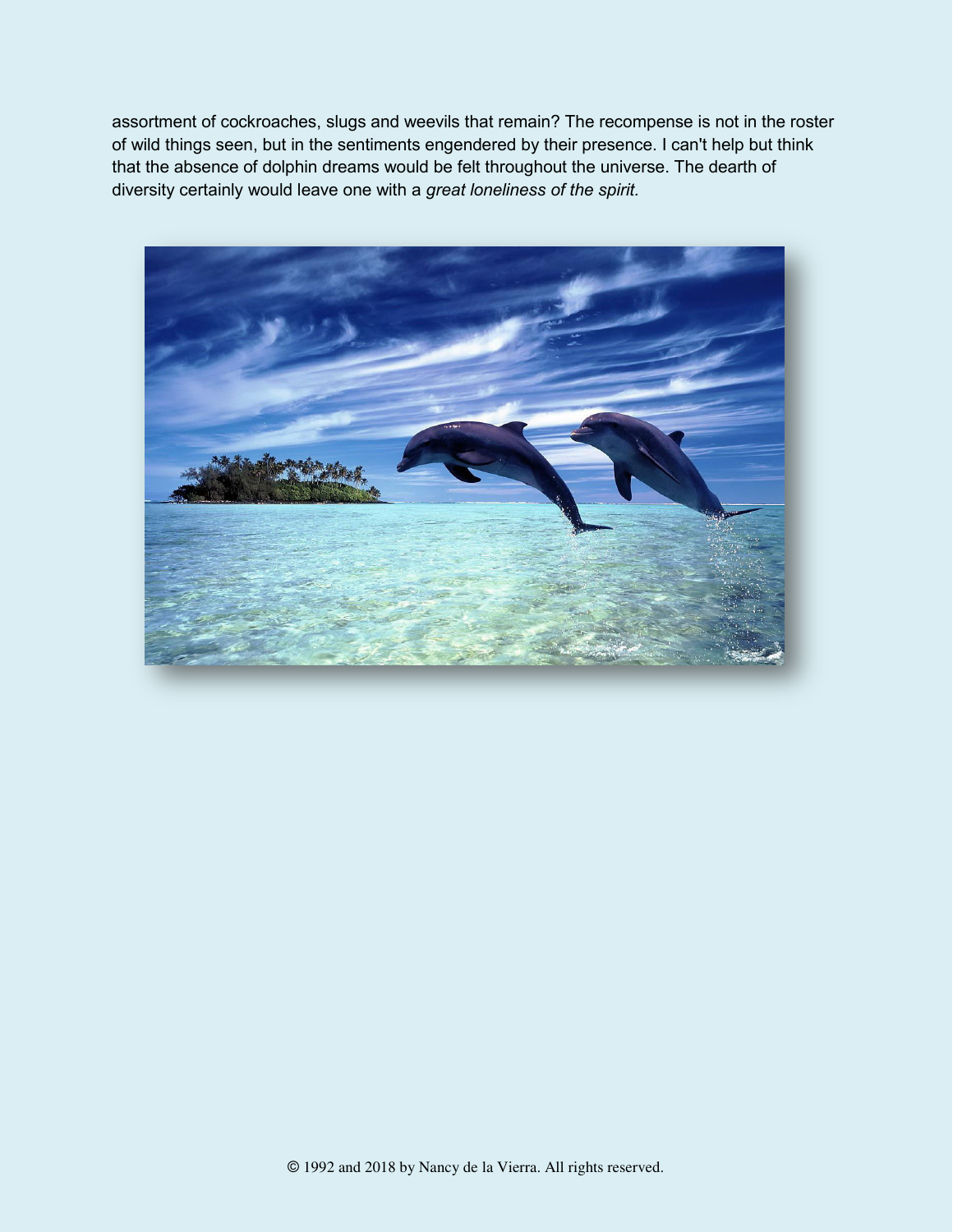assortment of cockroaches, slugs and weevils that remain? The recompense is not in the roster of wild things seen, but in the sentiments engendered by their presence. I can't help but think that the absence of dolphin dreams would be felt throughout the universe. The dearth of diversity certainly would leave one with a *great loneliness of the spirit.*

© 1992 and 2018 by Nancy de la Vierra. All rights reserved.